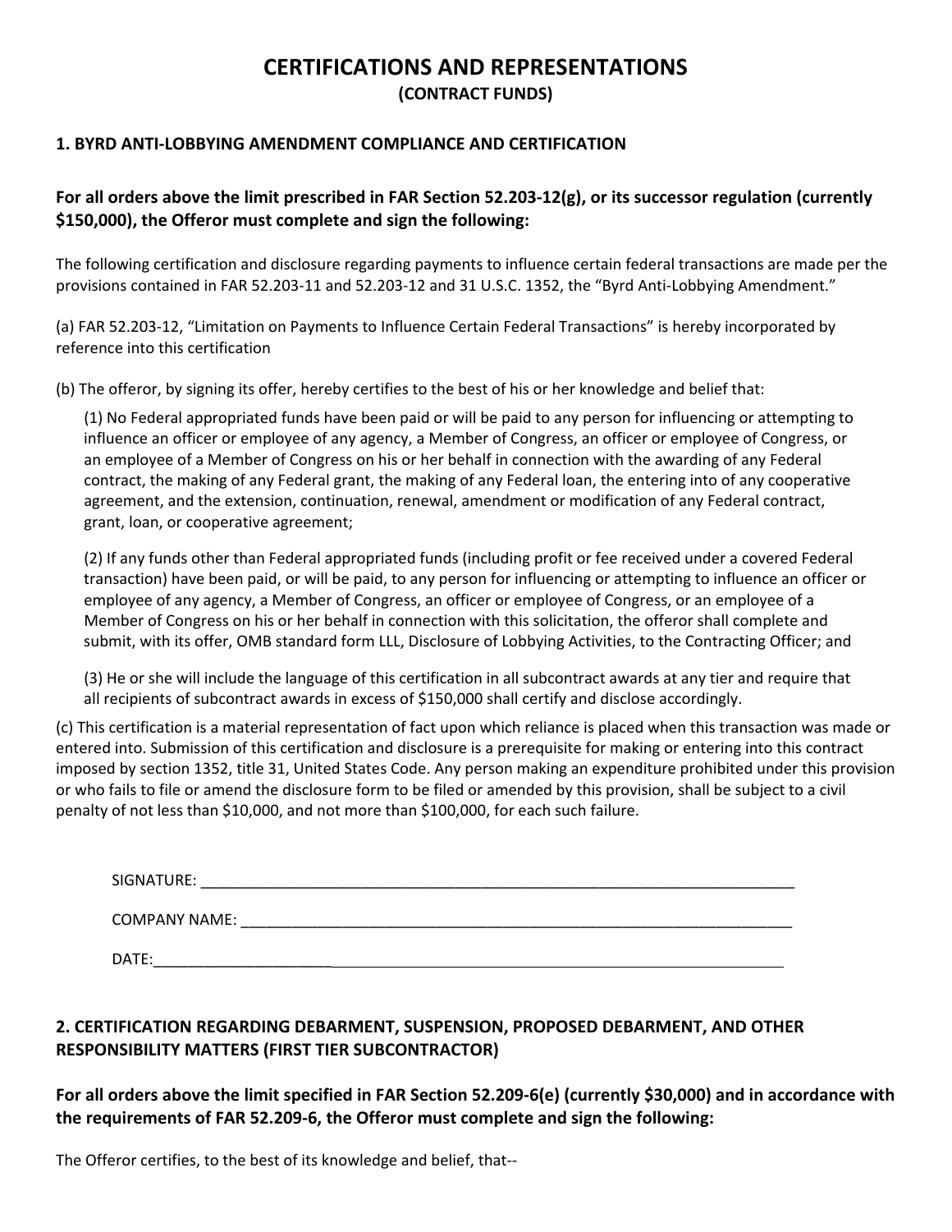# CERTIFICATIONS AND REPRESENTATIONS

**(CONTRACT FUNDS)**

## 1. BYRD ANTI-LOBBYING AMENDMENT COMPLIANCE AND CERTIFICATION

### For all orders above the limit prescribed in FAR Section 52.203-12(g), or its successor regulation (currently $150,000), the Offeror must complete and sign the following:

The following certification and disclosure regarding payments to influence certain federal transactions are made per the provisions contained in FAR 52.203-11 and 52.203-12 and 31 U.S.C. 1352, the "Byrd Anti-Lobbying Amendment."

(a) FAR 52.203-12, "Limitation on Payments to Influence Certain Federal Transactions" is hereby incorporated by reference into this certification

(b) The offeror, by signing its offer, hereby certifies to the best of his or her knowledge and belief that:

(1) No Federal appropriated funds have been paid or will be paid to any person for influencing or attempting to influence an officer or employee of any agency, a Member of Congress, an officer or employee of Congress, or an employee of a Member of Congress on his or her behalf in connection with the awarding of any Federal contract, the making of any Federal grant, the making of any Federal loan, the entering into of any cooperative agreement, and the extension, continuation, renewal, amendment or modification of any Federal contract, grant, loan, or cooperative agreement;

(2) If any funds other than Federal appropriated funds (including profit or fee received under a covered Federal transaction) have been paid, or will be paid, to any person for influencing or attempting to influence an officer or employee of any agency, a Member of Congress, an officer or employee of Congress, or an employee of a Member of Congress on his or her behalf in connection with this solicitation, the offeror shall complete and submit, with its offer, OMB standard form LLL, Disclosure of Lobbying Activities, to the Contracting Officer; and

(3) He or she will include the language of this certification in all subcontract awards at any tier and require that all recipients of subcontract awards in excess of $150,000 shall certify and disclose accordingly.

(c) This certification is a material representation of fact upon which reliance is placed when this transaction was made or entered into. Submission of this certification and disclosure is a prerequisite for making or entering into this contract imposed by section 1352, title 31, United States Code. Any person making an expenditure prohibited under this provision or who fails to file or amend the disclosure form to be filed or amended by this provision, shall be subject to a civil penalty of not less than $10,000, and not more than $100,000, for each such failure.

SIGNATURE: ___________________________________________________________________________

COMPANY NAME: ______________________________________________________________________

DATE:_____________________________________________________________________________

## 2. CERTIFICATION REGARDING DEBARMENT, SUSPENSION, PROPOSED DEBARMENT, AND OTHER RESPONSIBILITY MATTERS (FIRST TIER SUBCONTRACTOR)

### For all orders above the limit specified in FAR Section 52.209-6(e) (currently $30,000) and in accordance with the requirements of FAR 52.209-6, the Offeror must complete and sign the following:

The Offeror certifies, to the best of its knowledge and belief, that--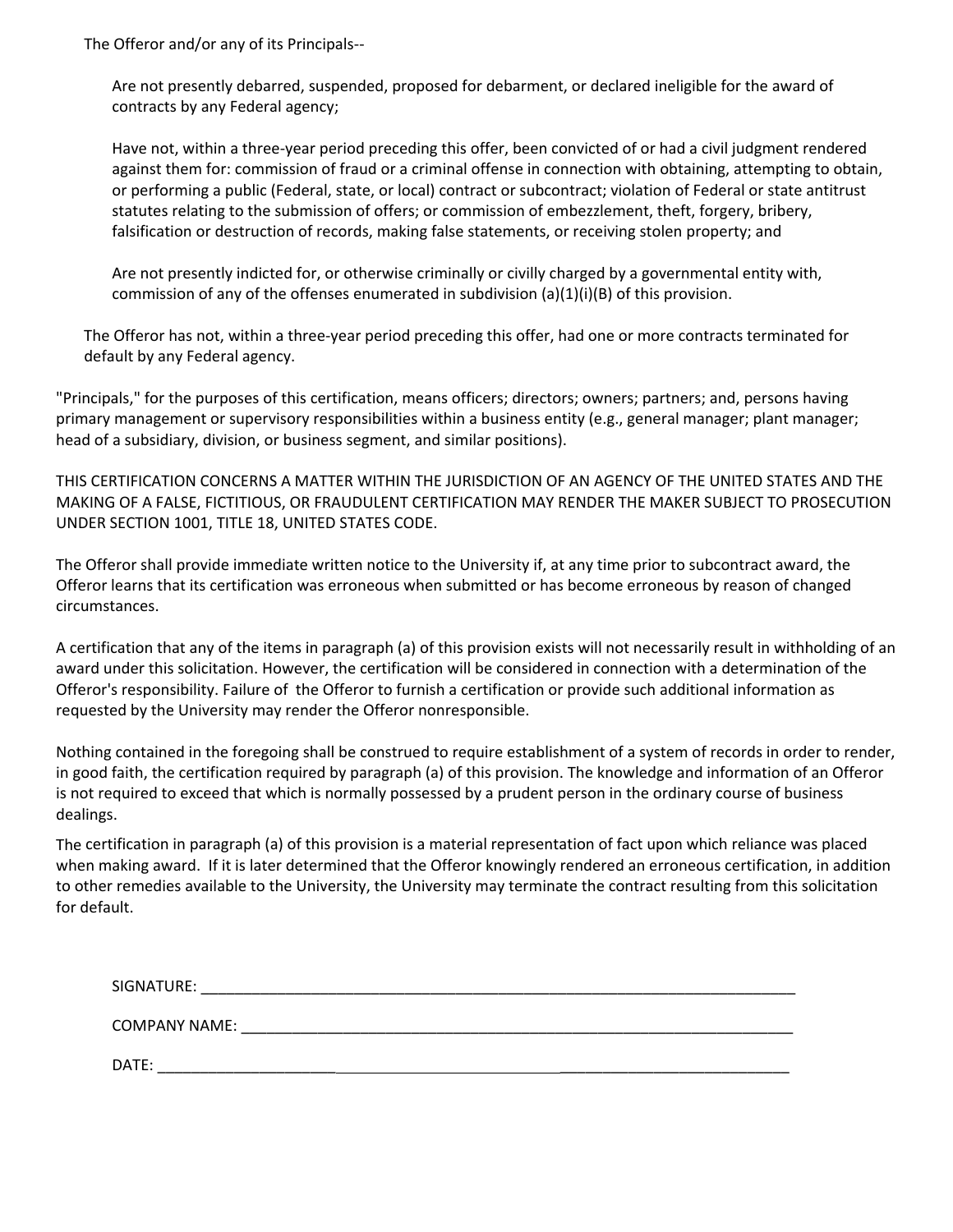The Offeror and/or any of its Principals--

> Are not presently debarred, suspended, proposed for debarment, or declared ineligible for the award of contracts by any Federal agency;
>
> Have not, within a three-year period preceding this offer, been convicted of or had a civil judgment rendered against them for: commission of fraud or a criminal offense in connection with obtaining, attempting to obtain, or performing a public (Federal, state, or local) contract or subcontract; violation of Federal or state antitrust statutes relating to the submission of offers; or commission of embezzlement, theft, forgery, bribery, falsification or destruction of records, making false statements, or receiving stolen property; and
>
> Are not presently indicted for, or otherwise criminally or civilly charged by a governmental entity with, commission of any of the offenses enumerated in subdivision (a)(1)(i)(B) of this provision.

The Offeror has not, within a three-year period preceding this offer, had one or more contracts terminated for default by any Federal agency.

"Principals," for the purposes of this certification, means officers; directors; owners; partners; and, persons having primary management or supervisory responsibilities within a business entity (e.g., general manager; plant manager; head of a subsidiary, division, or business segment, and similar positions).

THIS CERTIFICATION CONCERNS A MATTER WITHIN THE JURISDICTION OF AN AGENCY OF THE UNITED STATES AND THE MAKING OF A FALSE, FICTITIOUS, OR FRAUDULENT CERTIFICATION MAY RENDER THE MAKER SUBJECT TO PROSECUTION UNDER SECTION 1001, TITLE 18, UNITED STATES CODE.

The Offeror shall provide immediate written notice to the University if, at any time prior to subcontract award, the Offeror learns that its certification was erroneous when submitted or has become erroneous by reason of changed circumstances.

A certification that any of the items in paragraph (a) of this provision exists will not necessarily result in withholding of an award under this solicitation. However, the certification will be considered in connection with a determination of the Offeror's responsibility. Failure of the Offeror to furnish a certification or provide such additional information as requested by the University may render the Offeror nonresponsible.

Nothing contained in the foregoing shall be construed to require establishment of a system of records in order to render, in good faith, the certification required by paragraph (a) of this provision. The knowledge and information of an Offeror is not required to exceed that which is normally possessed by a prudent person in the ordinary course of business dealings.

The certification in paragraph (a) of this provision is a material representation of fact upon which reliance was placed when making award. If it is later determined that the Offeror knowingly rendered an erroneous certification, in addition to other remedies available to the University, the University may terminate the contract resulting from this solicitation for default.

SIGNATURE: ___________________________________________________________________________

COMPANY NAME: ______________________________________________________________________

DATE: ____________________________________________________________________________